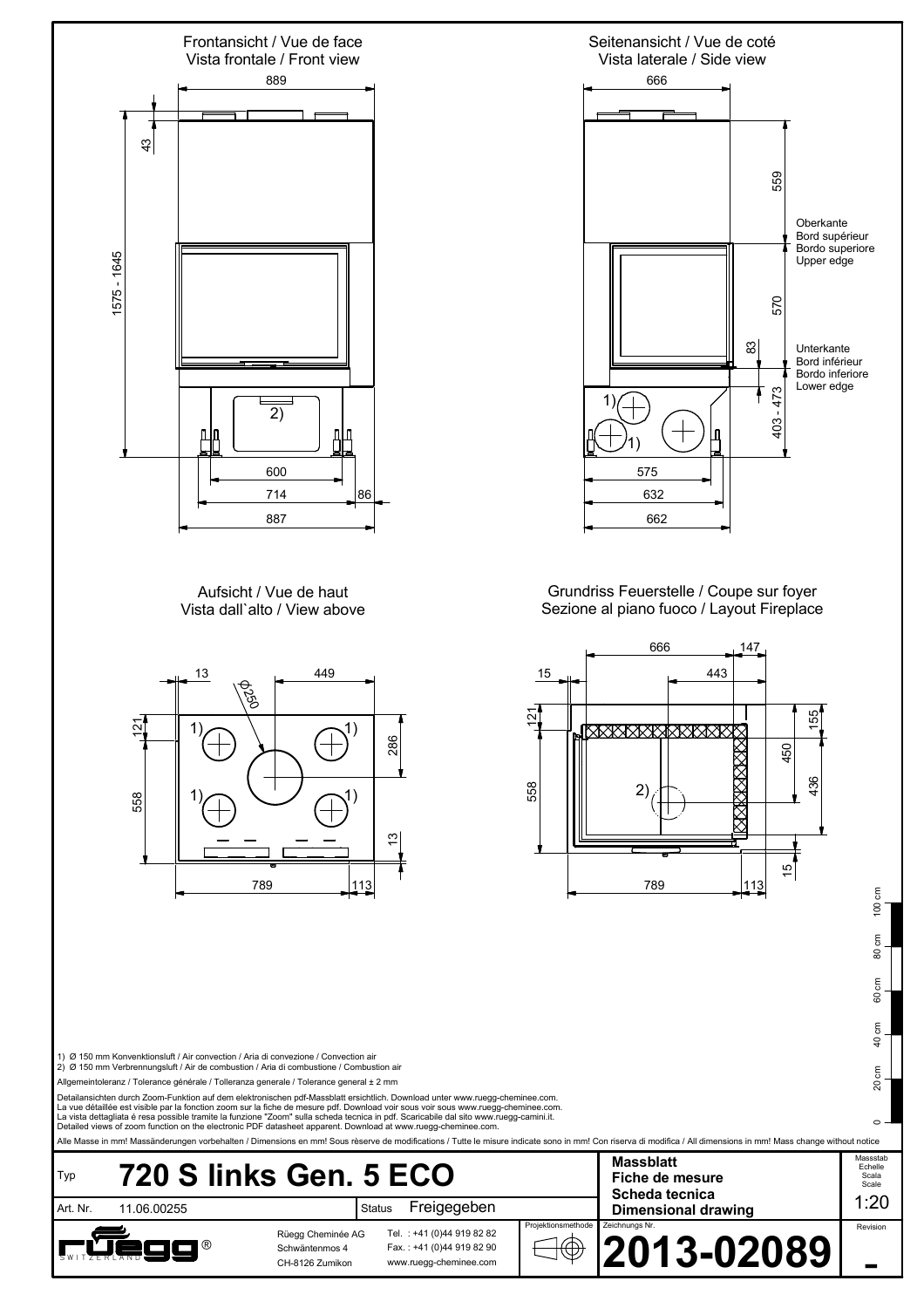Frontansicht / Vue de face
Vista frontale / Front view

889

43

1575 - 1645

2)

600

714

86

887

Seitenansicht / Vue de coté
Vista laterale / Side view

666

559

Oberkante
Bord supérieur
Bordo superiore
Upper edge

570

83

Unterkante
Bord inférieur
Bordo inferiore
Lower edge

403 - 473

1)

1)

575

632

662

Aufsicht / Vue de haut
Vista dall`alto / View above

13

449

Ø250

121

1)

1)

286

558

1)

1)

13

789

113

Grundriss Feuerstelle / Coupe sur foyer
Sezione al piano fuoco / Layout Fireplace

666

147

15

443

121

155

450

558

2)

436

15

789

113

1) Ø 150 mm Konvenktionsluft / Air convection / Aria di convezione / Convection air
2) Ø 150 mm Verbrennungsluft / Air de combustion / Aria di combustione / Combustion air

Allgemeintoleranz / Tolerance générale / Tolleranza generale / Tolerance general ± 2 mm

Detailansichten durch Zoom-Funktion auf dem elektronischen pdf-Massblatt ersichtlich. Download unter www.ruegg-cheminee.com.
La vue détaillée est visible par la fonction zoom sur la fiche de mesure pdf. Download voir sous voir sous www.ruegg-cheminee.com.
La vista dettagliata é resa possible tramite la funzione "Zoom" sulla scheda tecnica in pdf. Scaricabile dal sito www.ruegg-camini.it.
Detailed views of zoom function on the electronic PDF datasheet apparent. Download at www.ruegg-cheminee.com.

Alle Masse in mm! Massänderungen vorbehalten / Dimensions en mm! Sous rèserve de modifications / Tutte le misure indicate sono in mm! Con riserva di modifica / All dimensions in mm! Mass change without notice

0 — 20 cm — 40 cm — 60 cm — 80 cm — 100 cm

| Typ | 720 S links Gen. 5 ECO | | Massblatt / Fiche de mesure / Scheda tecnica / Dimensional drawing | Massstab / Echelle / Scala / Scale: 1:20 |
|---|---|---|---|---|
| Art. Nr. | 11.06.00255 | Status: Freigegeben | | |
| rüegg® SWITZERLAND | Rüegg Cheminée AG, Schwäntenmos 4, CH-8126 Zumikon | Tel. : +41 (0)44 919 82 82, Fax. : +41 (0)44 919 82 90, www.ruegg-cheminee.com | Projektionsmethode / Zeichnungs Nr.: 2013-02089 | Revision: - |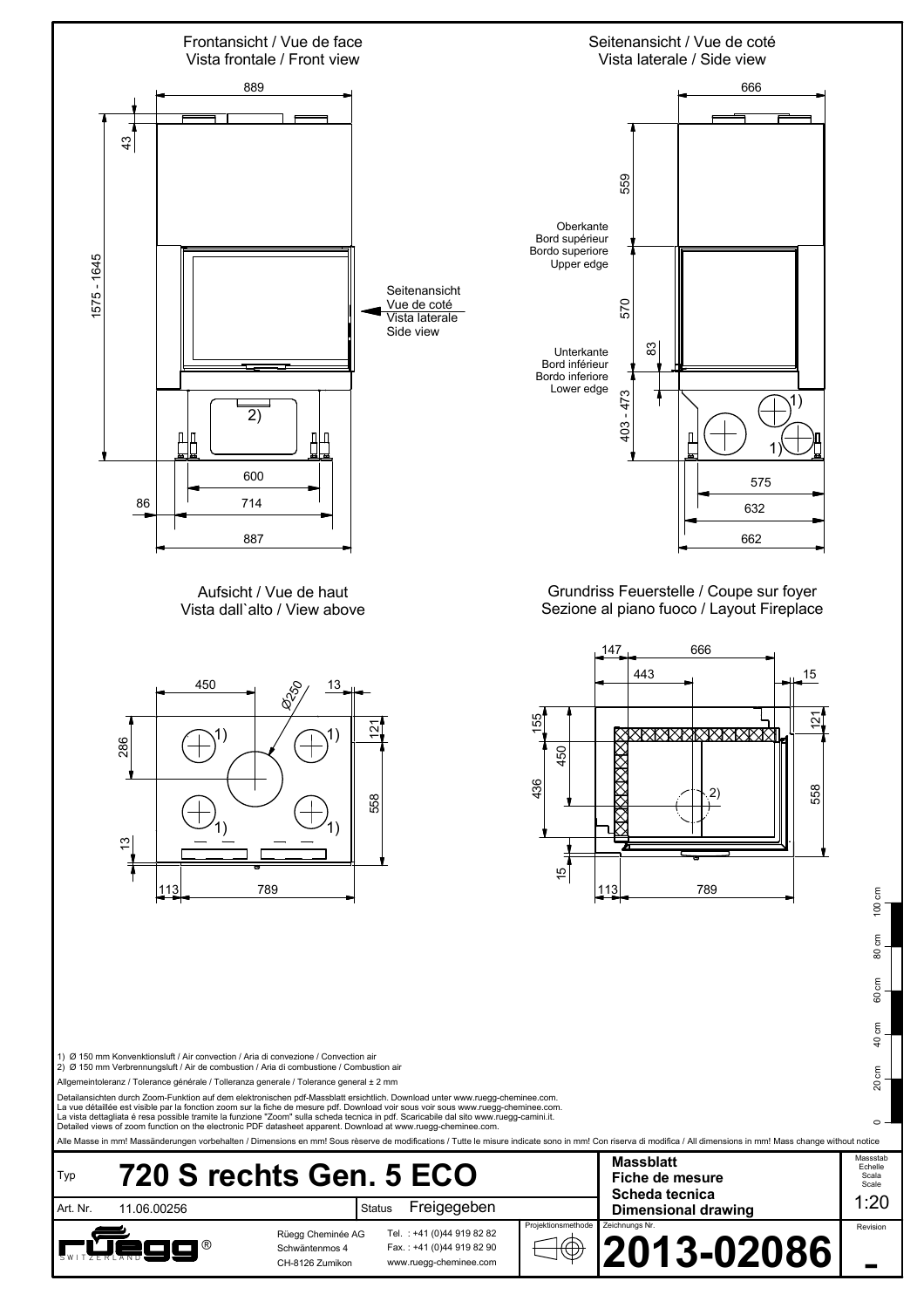Frontansicht / Vue de face
Vista frontale / Front view

889
43
1575 - 1645
Seitenansicht
Vue de coté
Vista laterale
Side view
2)
600
86
714
887

Seitenansicht / Vue de coté
Vista laterale / Side view

666
559
Oberkante
Bord supérieur
Bordo superiore
Upper edge
570
83
Unterkante
Bord inférieur
Bordo inferiore
Lower edge
403 - 473
1)
1)
575
632
662

Aufsicht / Vue de haut
Vista dall`alto / View above

450
Ø250
13
286
1)
1)
121
558
1)
1)
13
113
789

Grundriss Feuerstelle / Coupe sur foyer
Sezione al piano fuoco / Layout Fireplace

147
666
443
15
155
450
121
436
2)
558
15
113
789

1) Ø 150 mm Konvektionsluft / Air convection / Aria di convezione / Convection air
2) Ø 150 mm Verbrennungsluft / Air de combustion / Aria di combustione / Combustion air

Allgemeintoleranz / Tolerance générale / Tolleranza generale / Tolerance general ± 2 mm

Detailansichten durch Zoom-Funktion auf dem elektronischen pdf-Massblatt ersichtlich. Download unter www.ruegg-cheminee.com.
La vue détaillée est visible par la fonction zoom sur la fiche de mesure pdf. Download voir sous voir sous www.ruegg-cheminee.com.
La vista dettagliata é resa possible tramite la funzione "Zoom" sulla scheda tecnica in pdf. Scaricabile dal sito www.ruegg-camini.it.
Detailed views of zoom function on the electronic PDF datasheet apparent. Download at www.ruegg-cheminee.com.

Alle Masse in mm! Massänderungen vorbehalten / Dimensions en mm! Sous rèserve de modifications / Tutte le misure indicate sono in mm! Con riserva di modifica / All dimensions in mm! Mass change without notice

0
20 cm
40 cm
60 cm
80 cm
100 cm

| | | | |
|---|---|---|---|
| Typ **720 S rechts Gen. 5 ECO** | | **Massblatt** **Fiche de mesure** **Scheda tecnica** **Dimensional drawing** | Massstab Echelle Scala Scale 1:20 |
| Art. Nr. 11.06.00256 | Status Freigegeben | | |
| Rüegg Cheminée AG Schwäntenmos 4 CH-8126 Zumikon | Tel. : +41 (0)44 919 82 82 Fax. : +41 (0)44 919 82 90 www.ruegg-cheminee.com | Projektionsmethode / Zeichnungs Nr. **2013-02086** | Revision **-** |